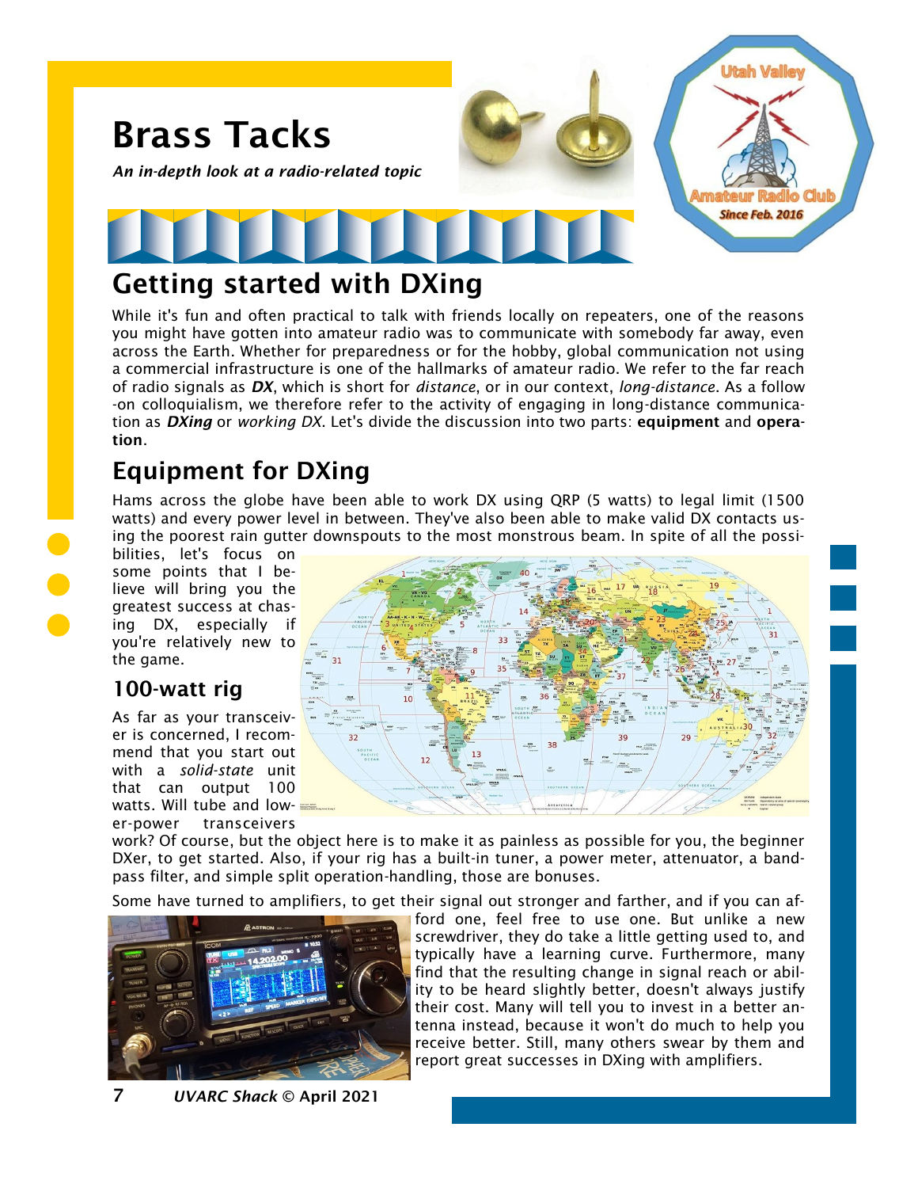# Brass Tacks

*An in-depth look at a radio-related topic*

## Getting started with DXing

While it's fun and often practical to talk with friends locally on repeaters, one of the reasons you might have gotten into amateur radio was to communicate with somebody far away, even across the Earth. Whether for preparedness or for the hobby, global communication not using a commercial infrastructure is one of the hallmarks of amateur radio. We refer to the far reach of radio signals as ***DX***, which is short for *distance*, or in our context, *long-distance*. As a follow-on colloquialism, we therefore refer to the activity of engaging in long-distance communication as ***DXing*** or *working DX*. Let's divide the discussion into two parts: **equipment** and **operation**.

## Equipment for DXing

Hams across the globe have been able to work DX using QRP (5 watts) to legal limit (1500 watts) and every power level in between. They've also been able to make valid DX contacts using the poorest rain gutter downspouts to the most monstrous beam. In spite of all the possibilities, let's focus on some points that I believe will bring you the greatest success at chasing DX, especially if you're relatively new to the game.

### 100-watt rig

As far as your transceiver is concerned, I recommend that you start out with a *solid-state* unit that can output 100 watts. Will tube and lower-power transceivers work? Of course, but the object here is to make it as painless as possible for you, the beginner DXer, to get started. Also, if your rig has a built-in tuner, a power meter, attenuator, a band-pass filter, and simple split operation-handling, those are bonuses.

Some have turned to amplifiers, to get their signal out stronger and farther, and if you can afford one, feel free to use one. But unlike a new screwdriver, they do take a little getting used to, and typically have a learning curve. Furthermore, many find that the resulting change in signal reach or ability to be heard slightly better, doesn't always justify their cost. Many will tell you to invest in a better antenna instead, because it won't do much to help you receive better. Still, many others swear by them and report great successes in DXing with amplifiers.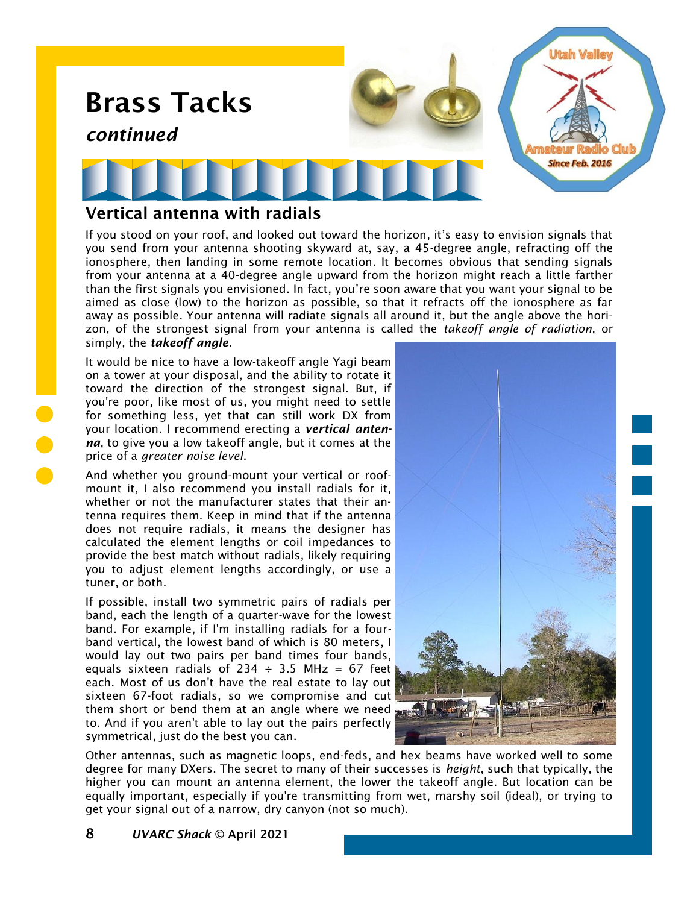# Brass Tacks

*continued*

## Vertical antenna with radials

If you stood on your roof, and looked out toward the horizon, it's easy to envision signals that you send from your antenna shooting skyward at, say, a 45-degree angle, refracting off the ionosphere, then landing in some remote location. It becomes obvious that sending signals from your antenna at a 40-degree angle upward from the horizon might reach a little farther than the first signals you envisioned. In fact, you're soon aware that you want your signal to be aimed as close (low) to the horizon as possible, so that it refracts off the ionosphere as far away as possible. Your antenna will radiate signals all around it, but the angle above the horizon, of the strongest signal from your antenna is called the *takeoff angle of radiation*, or simply, the ***takeoff angle***.

It would be nice to have a low-takeoff angle Yagi beam on a tower at your disposal, and the ability to rotate it toward the direction of the strongest signal. But, if you're poor, like most of us, you might need to settle for something less, yet that can still work DX from your location. I recommend erecting a ***vertical antenna***, to give you a low takeoff angle, but it comes at the price of a *greater noise level*.

And whether you ground-mount your vertical or roof-mount it, I also recommend you install radials for it, whether or not the manufacturer states that their antenna requires them. Keep in mind that if the antenna does not require radials, it means the designer has calculated the element lengths or coil impedances to provide the best match without radials, likely requiring you to adjust element lengths accordingly, or use a tuner, or both.

If possible, install two symmetric pairs of radials per band, each the length of a quarter-wave for the lowest band. For example, if I'm installing radials for a four-band vertical, the lowest band of which is 80 meters, I would lay out two pairs per band times four bands, equals sixteen radials of 234 ÷ 3.5 MHz = 67 feet each. Most of us don't have the real estate to lay out sixteen 67-foot radials, so we compromise and cut them short or bend them at an angle where we need to. And if you aren't able to lay out the pairs perfectly symmetrical, just do the best you can.

Other antennas, such as magnetic loops, end-feds, and hex beams have worked well to some degree for many DXers. The secret to many of their successes is *height*, such that typically, the higher you can mount an antenna element, the lower the takeoff angle. But location can be equally important, especially if you're transmitting from wet, marshy soil (ideal), or trying to get your signal out of a narrow, dry canyon (not so much).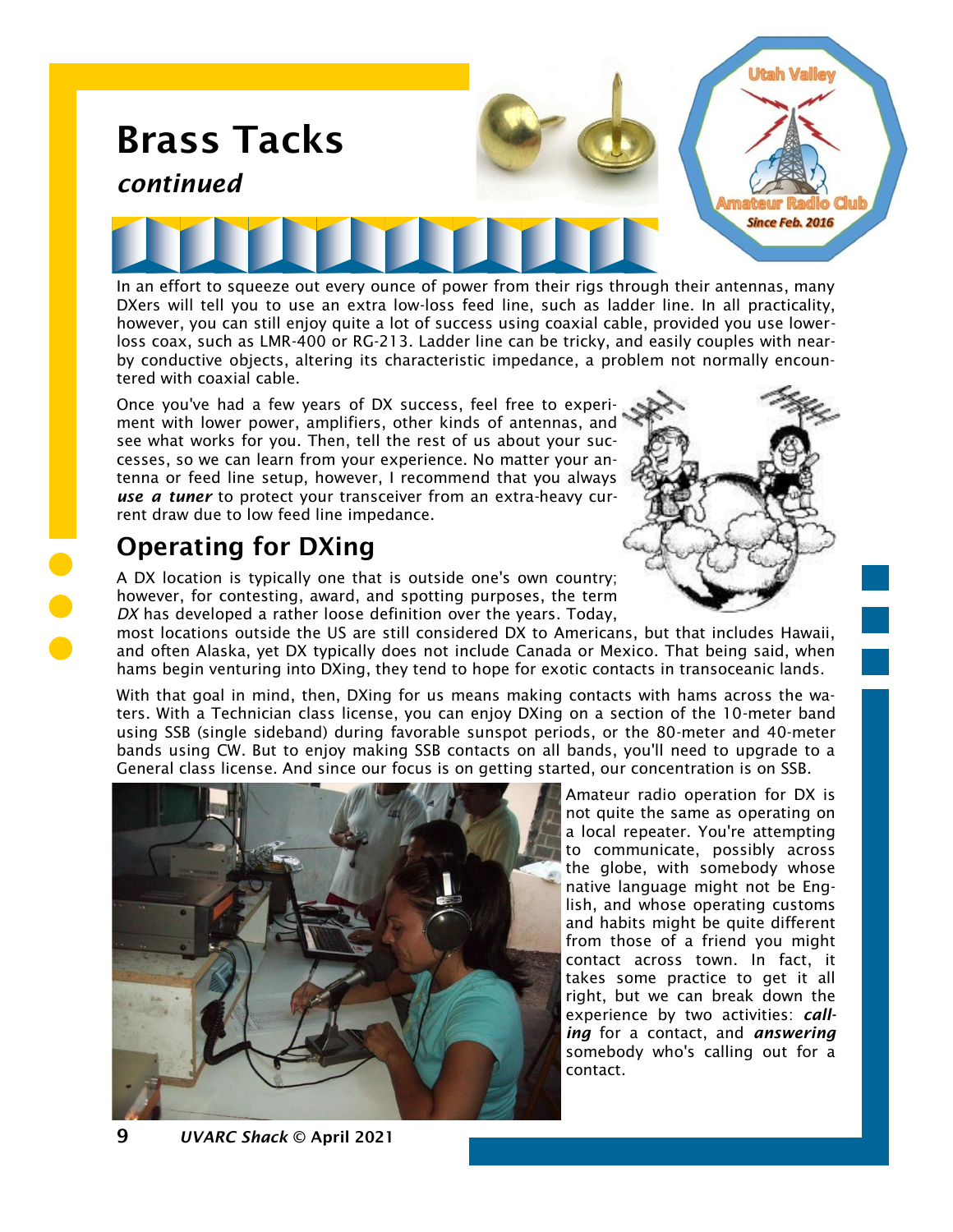# Brass Tacks

***continued***

In an effort to squeeze out every ounce of power from their rigs through their antennas, many DXers will tell you to use an extra low-loss feed line, such as ladder line. In all practicality, however, you can still enjoy quite a lot of success using coaxial cable, provided you use lower-loss coax, such as LMR-400 or RG-213. Ladder line can be tricky, and easily couples with nearby conductive objects, altering its characteristic impedance, a problem not normally encountered with coaxial cable.

Once you've had a few years of DX success, feel free to experiment with lower power, amplifiers, other kinds of antennas, and see what works for you. Then, tell the rest of us about your successes, so we can learn from your experience. No matter your antenna or feed line setup, however, I recommend that you always ***use a tuner*** to protect your transceiver from an extra-heavy current draw due to low feed line impedance.

## Operating for DXing

A DX location is typically one that is outside one's own country; however, for contesting, award, and spotting purposes, the term *DX* has developed a rather loose definition over the years. Today, most locations outside the US are still considered DX to Americans, but that includes Hawaii, and often Alaska, yet DX typically does not include Canada or Mexico. That being said, when hams begin venturing into DXing, they tend to hope for exotic contacts in transoceanic lands.

With that goal in mind, then, DXing for us means making contacts with hams across the waters. With a Technician class license, you can enjoy DXing on a section of the 10-meter band using SSB (single sideband) during favorable sunspot periods, or the 80-meter and 40-meter bands using CW. But to enjoy making SSB contacts on all bands, you'll need to upgrade to a General class license. And since our focus is on getting started, our concentration is on SSB.

Amateur radio operation for DX is not quite the same as operating on a local repeater. You're attempting to communicate, possibly across the globe, with somebody whose native language might not be English, and whose operating customs and habits might be quite different from those of a friend you might contact across town. In fact, it takes some practice to get it all right, but we can break down the experience by two activities: ***calling*** for a contact, and ***answering*** somebody who's calling out for a contact.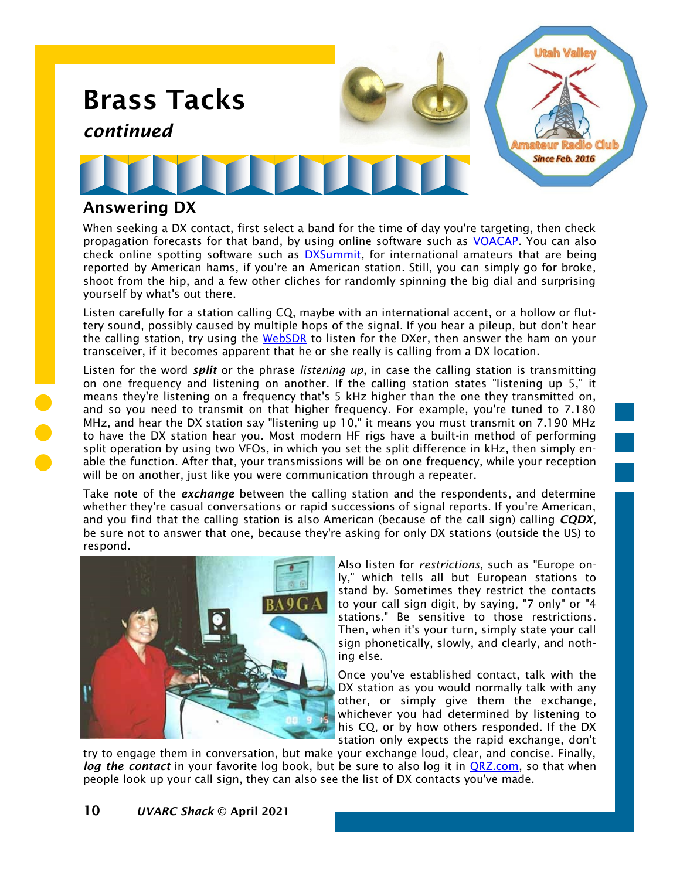# Brass Tacks

*continued*

## Answering DX

When seeking a DX contact, first select a band for the time of day you're targeting, then check propagation forecasts for that band, by using online software such as VOACAP. You can also check online spotting software such as DXSummit, for international amateurs that are being reported by American hams, if you're an American station. Still, you can simply go for broke, shoot from the hip, and a few other cliches for randomly spinning the big dial and surprising yourself by what's out there.

Listen carefully for a station calling CQ, maybe with an international accent, or a hollow or fluttery sound, possibly caused by multiple hops of the signal. If you hear a pileup, but don't hear the calling station, try using the WebSDR to listen for the DXer, then answer the ham on your transceiver, if it becomes apparent that he or she really is calling from a DX location.

Listen for the word ***split*** or the phrase *listening up*, in case the calling station is transmitting on one frequency and listening on another. If the calling station states "listening up 5," it means they're listening on a frequency that's 5 kHz higher than the one they transmitted on, and so you need to transmit on that higher frequency. For example, you're tuned to 7.180 MHz, and hear the DX station say "listening up 10," it means you must transmit on 7.190 MHz to have the DX station hear you. Most modern HF rigs have a built-in method of performing split operation by using two VFOs, in which you set the split difference in kHz, then simply enable the function. After that, your transmissions will be on one frequency, while your reception will be on another, just like you were communication through a repeater.

Take note of the ***exchange*** between the calling station and the respondents, and determine whether they're casual conversations or rapid successions of signal reports. If you're American, and you find that the calling station is also American (because of the call sign) calling ***CQDX***, be sure not to answer that one, because they're asking for only DX stations (outside the US) to respond.

Also listen for *restrictions*, such as "Europe only," which tells all but European stations to stand by. Sometimes they restrict the contacts to your call sign digit, by saying, "7 only" or "4 stations." Be sensitive to those restrictions. Then, when it's your turn, simply state your call sign phonetically, slowly, and clearly, and nothing else.

Once you've established contact, talk with the DX station as you would normally talk with any other, or simply give them the exchange, whichever you had determined by listening to his CQ, or by how others responded. If the DX station only expects the rapid exchange, don't try to engage them in conversation, but make your exchange loud, clear, and concise. Finally, ***log the contact*** in your favorite log book, but be sure to also log it in QRZ.com, so that when people look up your call sign, they can also see the list of DX contacts you've made.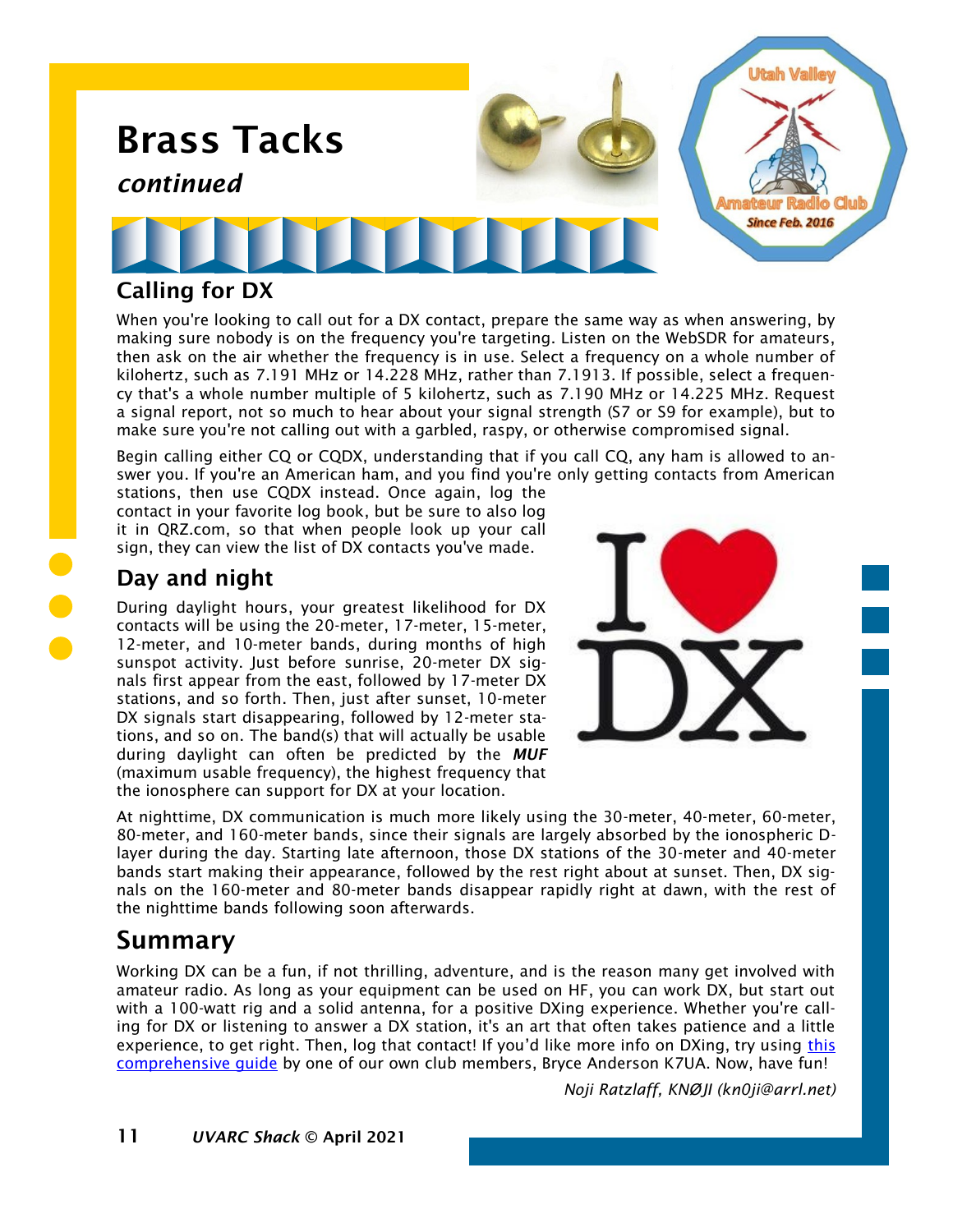# Brass Tacks

*continued*

## Calling for DX

When you're looking to call out for a DX contact, prepare the same way as when answering, by making sure nobody is on the frequency you're targeting. Listen on the WebSDR for amateurs, then ask on the air whether the frequency is in use. Select a frequency on a whole number of kilohertz, such as 7.191 MHz or 14.228 MHz, rather than 7.1913. If possible, select a frequency that's a whole number multiple of 5 kilohertz, such as 7.190 MHz or 14.225 MHz. Request a signal report, not so much to hear about your signal strength (S7 or S9 for example), but to make sure you're not calling out with a garbled, raspy, or otherwise compromised signal.

Begin calling either CQ or CQDX, understanding that if you call CQ, any ham is allowed to answer you. If you're an American ham, and you find you're only getting contacts from American stations, then use CQDX instead. Once again, log the contact in your favorite log book, but be sure to also log it in QRZ.com, so that when people look up your call sign, they can view the list of DX contacts you've made.

## Day and night

During daylight hours, your greatest likelihood for DX contacts will be using the 20-meter, 17-meter, 15-meter, 12-meter, and 10-meter bands, during months of high sunspot activity. Just before sunrise, 20-meter DX signals first appear from the east, followed by 17-meter DX stations, and so forth. Then, just after sunset, 10-meter DX signals start disappearing, followed by 12-meter stations, and so on. The band(s) that will actually be usable during daylight can often be predicted by the ***MUF*** (maximum usable frequency), the highest frequency that the ionosphere can support for DX at your location.

At nighttime, DX communication is much more likely using the 30-meter, 40-meter, 60-meter, 80-meter, and 160-meter bands, since their signals are largely absorbed by the ionospheric D-layer during the day. Starting late afternoon, those DX stations of the 30-meter and 40-meter bands start making their appearance, followed by the rest right about at sunset. Then, DX signals on the 160-meter and 80-meter bands disappear rapidly right at dawn, with the rest of the nighttime bands following soon afterwards.

## Summary

Working DX can be a fun, if not thrilling, adventure, and is the reason many get involved with amateur radio. As long as your equipment can be used on HF, you can work DX, but start out with a 100-watt rig and a solid antenna, for a positive DXing experience. Whether you're calling for DX or listening to answer a DX station, it's an art that often takes patience and a little experience, to get right. Then, log that contact! If you'd like more info on DXing, try using this comprehensive guide by one of our own club members, Bryce Anderson K7UA. Now, have fun!

*Noji Ratzlaff, KNØJI (kn0ji@arrl.net)*